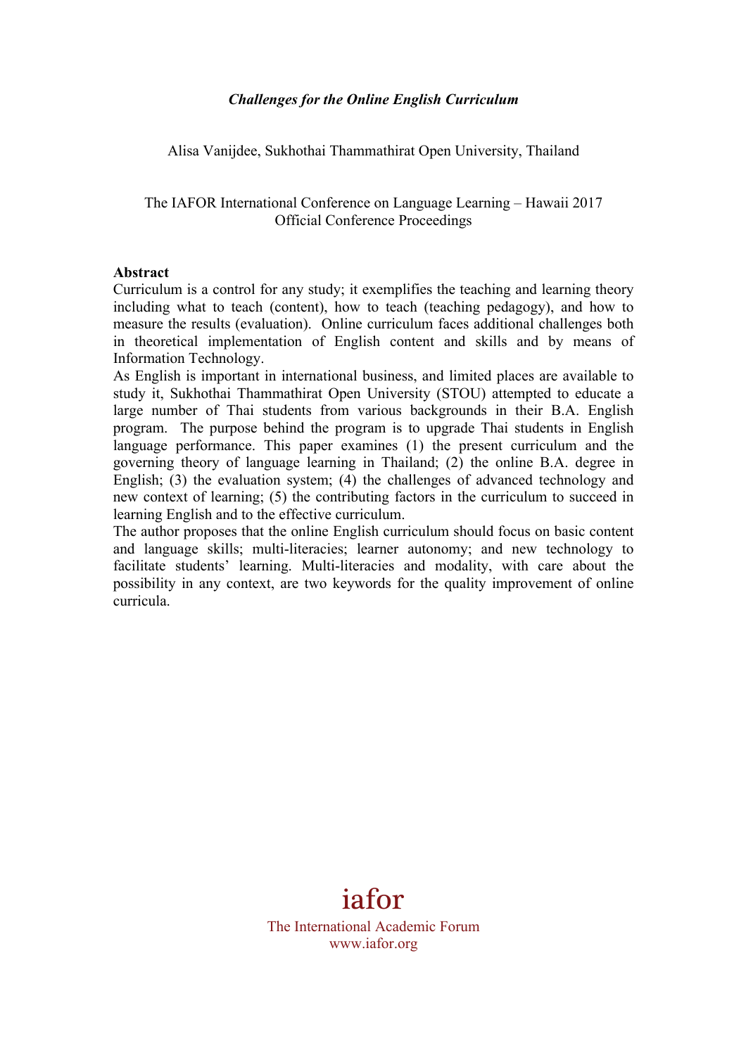# *Challenges for the Online English Curriculum*

Alisa Vanijdee, Sukhothai Thammathirat Open University, Thailand

The IAFOR International Conference on Language Learning – Hawaii 2017
Official Conference Proceedings

**Abstract**

Curriculum is a control for any study; it exemplifies the teaching and learning theory including what to teach (content), how to teach (teaching pedagogy), and how to measure the results (evaluation). Online curriculum faces additional challenges both in theoretical implementation of English content and skills and by means of Information Technology.

As English is important in international business, and limited places are available to study it, Sukhothai Thammathirat Open University (STOU) attempted to educate a large number of Thai students from various backgrounds in their B.A. English program. The purpose behind the program is to upgrade Thai students in English language performance. This paper examines (1) the present curriculum and the governing theory of language learning in Thailand; (2) the online B.A. degree in English; (3) the evaluation system; (4) the challenges of advanced technology and new context of learning; (5) the contributing factors in the curriculum to succeed in learning English and to the effective curriculum.

The author proposes that the online English curriculum should focus on basic content and language skills; multi-literacies; learner autonomy; and new technology to facilitate students' learning. Multi-literacies and modality, with care about the possibility in any context, are two keywords for the quality improvement of online curricula.

iafor

The International Academic Forum
www.iafor.org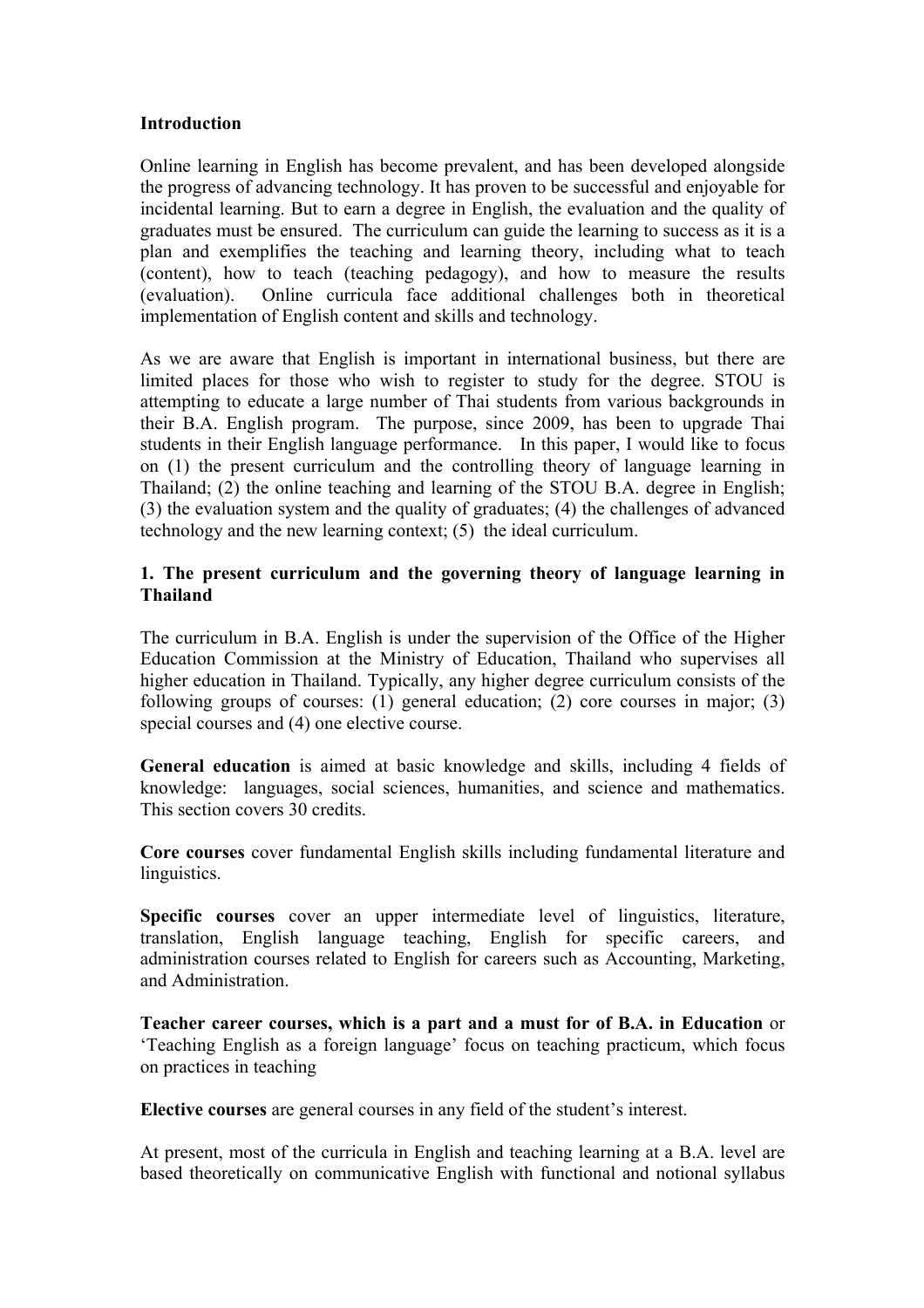**Introduction**

Online learning in English has become prevalent, and has been developed alongside the progress of advancing technology. It has proven to be successful and enjoyable for incidental learning. But to earn a degree in English, the evaluation and the quality of graduates must be ensured. The curriculum can guide the learning to success as it is a plan and exemplifies the teaching and learning theory, including what to teach (content), how to teach (teaching pedagogy), and how to measure the results (evaluation). Online curricula face additional challenges both in theoretical implementation of English content and skills and technology.

As we are aware that English is important in international business, but there are limited places for those who wish to register to study for the degree. STOU is attempting to educate a large number of Thai students from various backgrounds in their B.A. English program. The purpose, since 2009, has been to upgrade Thai students in their English language performance. In this paper, I would like to focus on (1) the present curriculum and the controlling theory of language learning in Thailand; (2) the online teaching and learning of the STOU B.A. degree in English; (3) the evaluation system and the quality of graduates; (4) the challenges of advanced technology and the new learning context; (5) the ideal curriculum.

**1. The present curriculum and the governing theory of language learning in Thailand**

The curriculum in B.A. English is under the supervision of the Office of the Higher Education Commission at the Ministry of Education, Thailand who supervises all higher education in Thailand. Typically, any higher degree curriculum consists of the following groups of courses: (1) general education; (2) core courses in major; (3) special courses and (4) one elective course.

**General education** is aimed at basic knowledge and skills, including 4 fields of knowledge: languages, social sciences, humanities, and science and mathematics. This section covers 30 credits.

**Core courses** cover fundamental English skills including fundamental literature and linguistics.

**Specific courses** cover an upper intermediate level of linguistics, literature, translation, English language teaching, English for specific careers, and administration courses related to English for careers such as Accounting, Marketing, and Administration.

**Teacher career courses, which is a part and a must for of B.A. in Education** or 'Teaching English as a foreign language' focus on teaching practicum, which focus on practices in teaching

**Elective courses** are general courses in any field of the student's interest.

At present, most of the curricula in English and teaching learning at a B.A. level are based theoretically on communicative English with functional and notional syllabus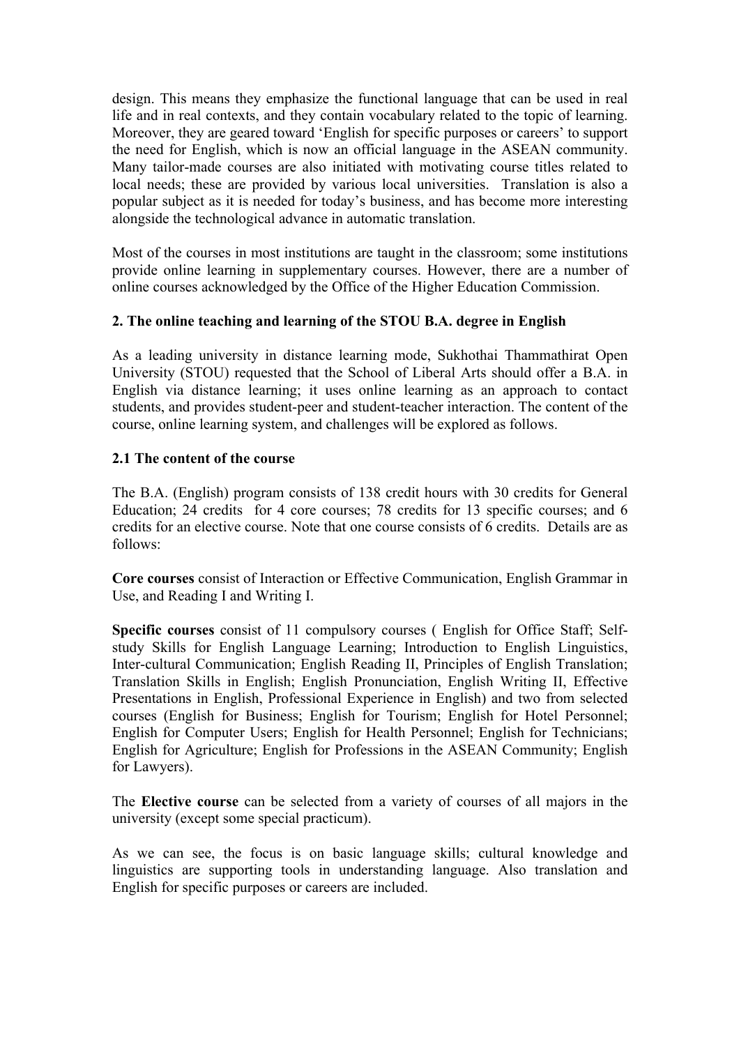design. This means they emphasize the functional language that can be used in real life and in real contexts, and they contain vocabulary related to the topic of learning. Moreover, they are geared toward 'English for specific purposes or careers' to support the need for English, which is now an official language in the ASEAN community. Many tailor-made courses are also initiated with motivating course titles related to local needs; these are provided by various local universities. Translation is also a popular subject as it is needed for today's business, and has become more interesting alongside the technological advance in automatic translation.

Most of the courses in most institutions are taught in the classroom; some institutions provide online learning in supplementary courses. However, there are a number of online courses acknowledged by the Office of the Higher Education Commission.

### 2. The online teaching and learning of the STOU B.A. degree in English

As a leading university in distance learning mode, Sukhothai Thammathirat Open University (STOU) requested that the School of Liberal Arts should offer a B.A. in English via distance learning; it uses online learning as an approach to contact students, and provides student-peer and student-teacher interaction. The content of the course, online learning system, and challenges will be explored as follows.

#### 2.1 The content of the course

The B.A. (English) program consists of 138 credit hours with 30 credits for General Education; 24 credits for 4 core courses; 78 credits for 13 specific courses; and 6 credits for an elective course. Note that one course consists of 6 credits. Details are as follows:

**Core courses** consist of Interaction or Effective Communication, English Grammar in Use, and Reading I and Writing I.

**Specific courses** consist of 11 compulsory courses ( English for Office Staff; Self-study Skills for English Language Learning; Introduction to English Linguistics, Inter-cultural Communication; English Reading II, Principles of English Translation; Translation Skills in English; English Pronunciation, English Writing II, Effective Presentations in English, Professional Experience in English) and two from selected courses (English for Business; English for Tourism; English for Hotel Personnel; English for Computer Users; English for Health Personnel; English for Technicians; English for Agriculture; English for Professions in the ASEAN Community; English for Lawyers).

The **Elective course** can be selected from a variety of courses of all majors in the university (except some special practicum).

As we can see, the focus is on basic language skills; cultural knowledge and linguistics are supporting tools in understanding language. Also translation and English for specific purposes or careers are included.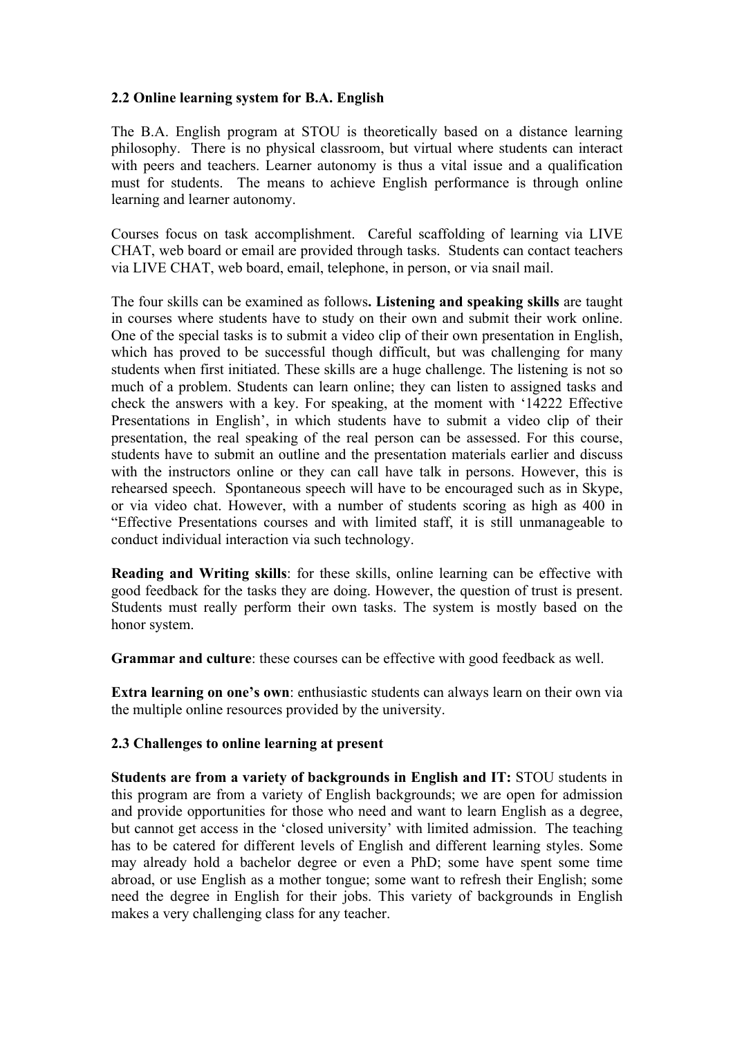### 2.2 Online learning system for B.A. English

The B.A. English program at STOU is theoretically based on a distance learning philosophy. There is no physical classroom, but virtual where students can interact with peers and teachers. Learner autonomy is thus a vital issue and a qualification must for students. The means to achieve English performance is through online learning and learner autonomy.

Courses focus on task accomplishment. Careful scaffolding of learning via LIVE CHAT, web board or email are provided through tasks. Students can contact teachers via LIVE CHAT, web board, email, telephone, in person, or via snail mail.

The four skills can be examined as follows**. Listening and speaking skills** are taught in courses where students have to study on their own and submit their work online. One of the special tasks is to submit a video clip of their own presentation in English, which has proved to be successful though difficult, but was challenging for many students when first initiated. These skills are a huge challenge. The listening is not so much of a problem. Students can learn online; they can listen to assigned tasks and check the answers with a key. For speaking, at the moment with '14222 Effective Presentations in English', in which students have to submit a video clip of their presentation, the real speaking of the real person can be assessed. For this course, students have to submit an outline and the presentation materials earlier and discuss with the instructors online or they can call have talk in persons. However, this is rehearsed speech. Spontaneous speech will have to be encouraged such as in Skype, or via video chat. However, with a number of students scoring as high as 400 in "Effective Presentations courses and with limited staff, it is still unmanageable to conduct individual interaction via such technology.

**Reading and Writing skills**: for these skills, online learning can be effective with good feedback for the tasks they are doing. However, the question of trust is present. Students must really perform their own tasks. The system is mostly based on the honor system.

**Grammar and culture**: these courses can be effective with good feedback as well.

**Extra learning on one's own**: enthusiastic students can always learn on their own via the multiple online resources provided by the university.

### 2.3 Challenges to online learning at present

**Students are from a variety of backgrounds in English and IT:** STOU students in this program are from a variety of English backgrounds; we are open for admission and provide opportunities for those who need and want to learn English as a degree, but cannot get access in the 'closed university' with limited admission. The teaching has to be catered for different levels of English and different learning styles. Some may already hold a bachelor degree or even a PhD; some have spent some time abroad, or use English as a mother tongue; some want to refresh their English; some need the degree in English for their jobs. This variety of backgrounds in English makes a very challenging class for any teacher.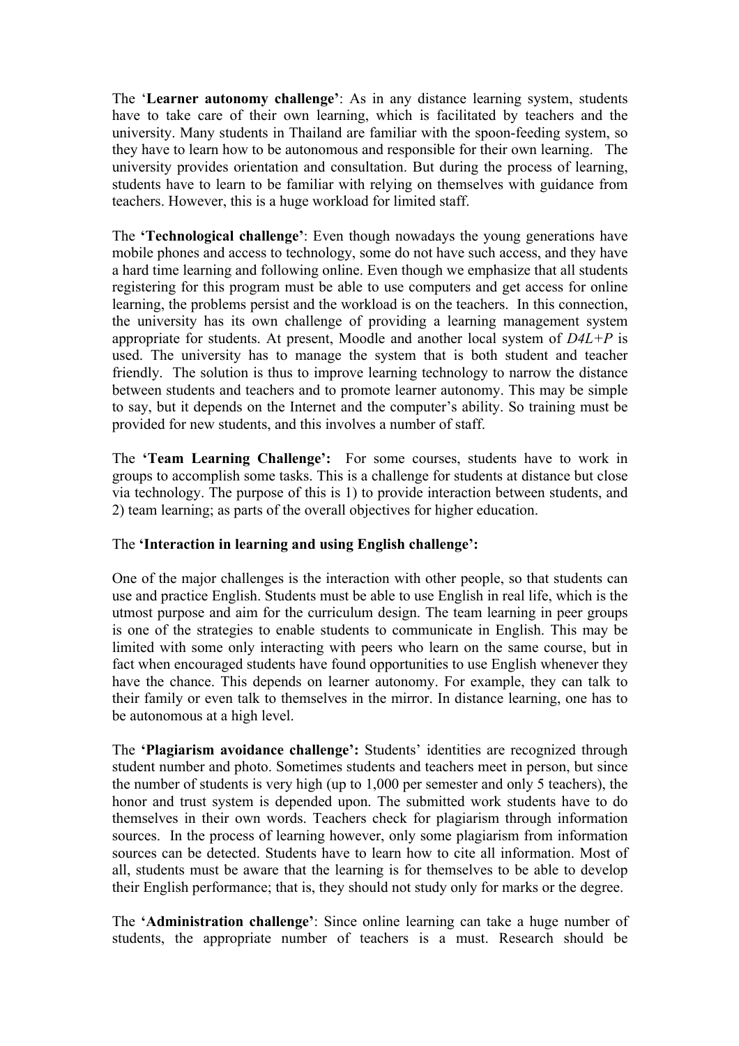The ‘**Learner autonomy challenge’**: As in any distance learning system, students have to take care of their own learning, which is facilitated by teachers and the university. Many students in Thailand are familiar with the spoon-feeding system, so they have to learn how to be autonomous and responsible for their own learning. The university provides orientation and consultation. But during the process of learning, students have to learn to be familiar with relying on themselves with guidance from teachers. However, this is a huge workload for limited staff.

The **‘Technological challenge’**: Even though nowadays the young generations have mobile phones and access to technology, some do not have such access, and they have a hard time learning and following online. Even though we emphasize that all students registering for this program must be able to use computers and get access for online learning, the problems persist and the workload is on the teachers. In this connection, the university has its own challenge of providing a learning management system appropriate for students. At present, Moodle and another local system of *D4L+P* is used. The university has to manage the system that is both student and teacher friendly. The solution is thus to improve learning technology to narrow the distance between students and teachers and to promote learner autonomy. This may be simple to say, but it depends on the Internet and the computer's ability. So training must be provided for new students, and this involves a number of staff.

The **‘Team Learning Challenge’:** For some courses, students have to work in groups to accomplish some tasks. This is a challenge for students at distance but close via technology. The purpose of this is 1) to provide interaction between students, and 2) team learning; as parts of the overall objectives for higher education.

The **‘Interaction in learning and using English challenge’:**

One of the major challenges is the interaction with other people, so that students can use and practice English. Students must be able to use English in real life, which is the utmost purpose and aim for the curriculum design. The team learning in peer groups is one of the strategies to enable students to communicate in English. This may be limited with some only interacting with peers who learn on the same course, but in fact when encouraged students have found opportunities to use English whenever they have the chance. This depends on learner autonomy. For example, they can talk to their family or even talk to themselves in the mirror. In distance learning, one has to be autonomous at a high level.

The **‘Plagiarism avoidance challenge’:** Students' identities are recognized through student number and photo. Sometimes students and teachers meet in person, but since the number of students is very high (up to 1,000 per semester and only 5 teachers), the honor and trust system is depended upon. The submitted work students have to do themselves in their own words. Teachers check for plagiarism through information sources. In the process of learning however, only some plagiarism from information sources can be detected. Students have to learn how to cite all information. Most of all, students must be aware that the learning is for themselves to be able to develop their English performance; that is, they should not study only for marks or the degree.

The **‘Administration challenge’**: Since online learning can take a huge number of students, the appropriate number of teachers is a must. Research should be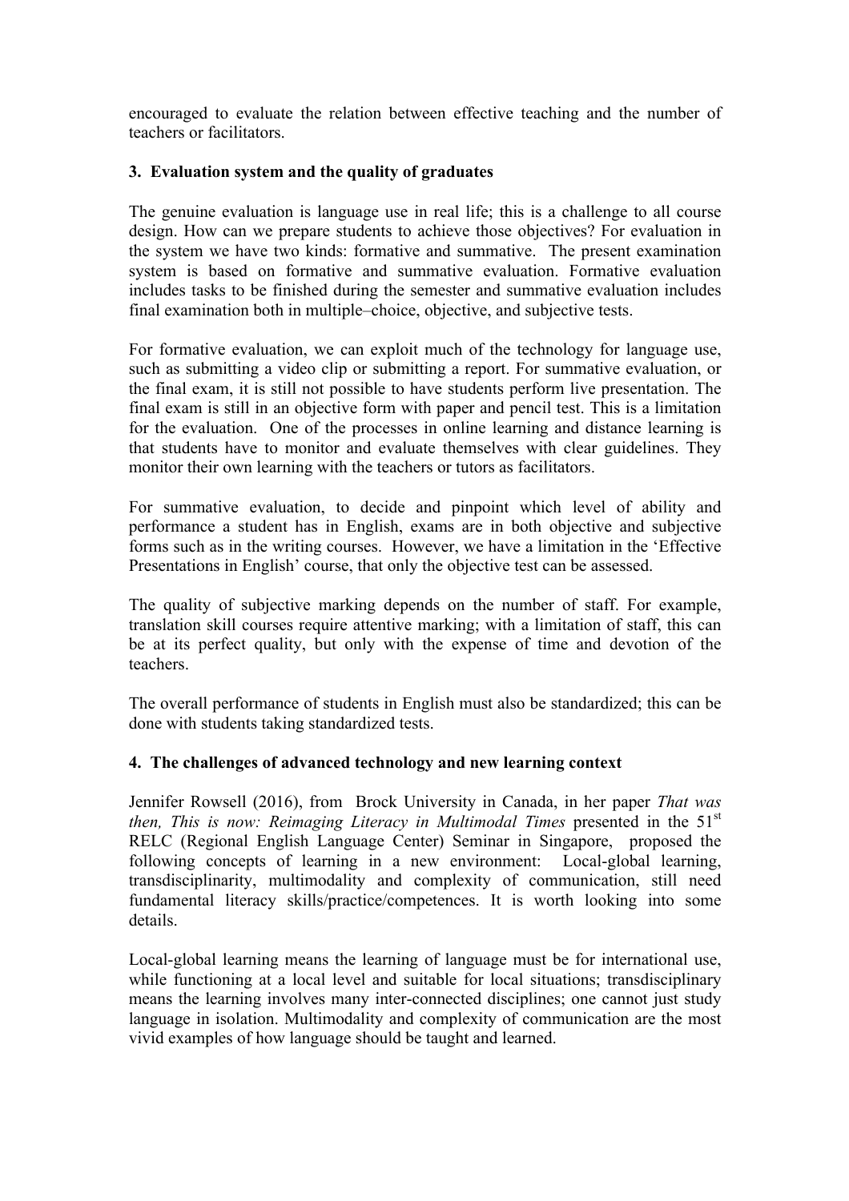encouraged to evaluate the relation between effective teaching and the number of teachers or facilitators.

## 3. Evaluation system and the quality of graduates

The genuine evaluation is language use in real life; this is a challenge to all course design. How can we prepare students to achieve those objectives? For evaluation in the system we have two kinds: formative and summative. The present examination system is based on formative and summative evaluation. Formative evaluation includes tasks to be finished during the semester and summative evaluation includes final examination both in multiple–choice, objective, and subjective tests.

For formative evaluation, we can exploit much of the technology for language use, such as submitting a video clip or submitting a report. For summative evaluation, or the final exam, it is still not possible to have students perform live presentation. The final exam is still in an objective form with paper and pencil test. This is a limitation for the evaluation. One of the processes in online learning and distance learning is that students have to monitor and evaluate themselves with clear guidelines. They monitor their own learning with the teachers or tutors as facilitators.

For summative evaluation, to decide and pinpoint which level of ability and performance a student has in English, exams are in both objective and subjective forms such as in the writing courses. However, we have a limitation in the 'Effective Presentations in English' course, that only the objective test can be assessed.

The quality of subjective marking depends on the number of staff. For example, translation skill courses require attentive marking; with a limitation of staff, this can be at its perfect quality, but only with the expense of time and devotion of the teachers.

The overall performance of students in English must also be standardized; this can be done with students taking standardized tests.

## 4. The challenges of advanced technology and new learning context

Jennifer Rowsell (2016), from Brock University in Canada, in her paper *That was then, This is now: Reimaging Literacy in Multimodal Times* presented in the 51st RELC (Regional English Language Center) Seminar in Singapore, proposed the following concepts of learning in a new environment: Local-global learning, transdisciplinarity, multimodality and complexity of communication, still need fundamental literacy skills/practice/competences. It is worth looking into some details.

Local-global learning means the learning of language must be for international use, while functioning at a local level and suitable for local situations; transdisciplinary means the learning involves many inter-connected disciplines; one cannot just study language in isolation. Multimodality and complexity of communication are the most vivid examples of how language should be taught and learned.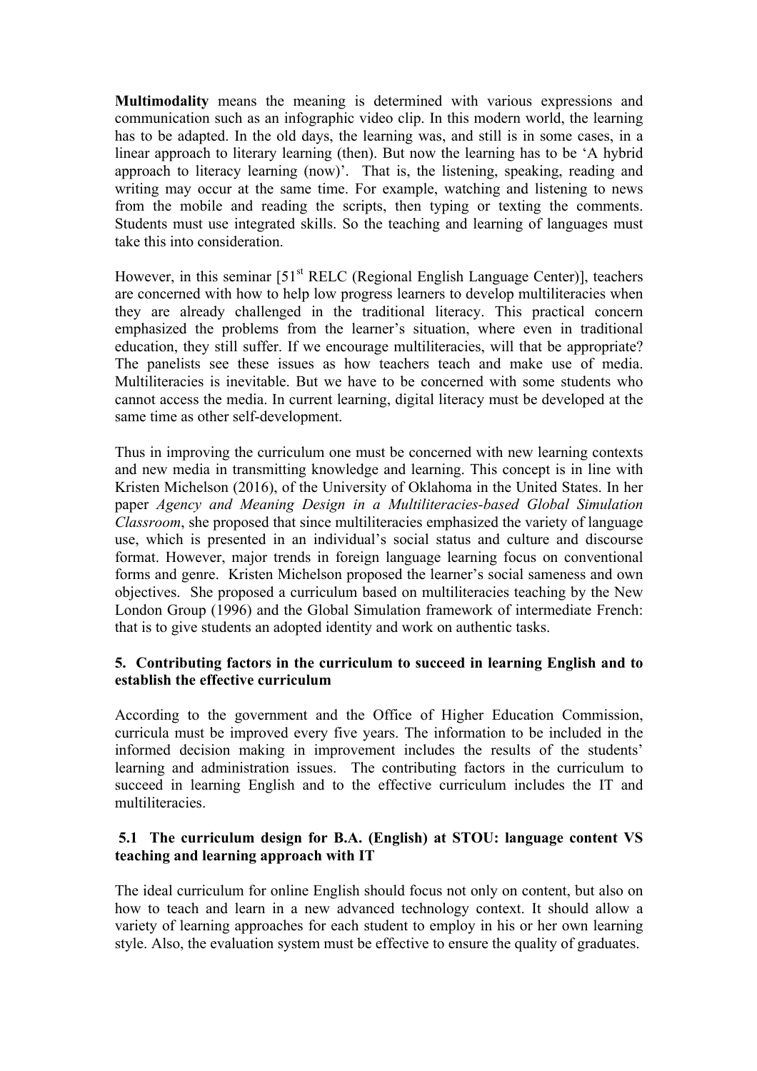**Multimodality** means the meaning is determined with various expressions and communication such as an infographic video clip. In this modern world, the learning has to be adapted. In the old days, the learning was, and still is in some cases, in a linear approach to literary learning (then). But now the learning has to be 'A hybrid approach to literacy learning (now)'. That is, the listening, speaking, reading and writing may occur at the same time. For example, watching and listening to news from the mobile and reading the scripts, then typing or texting the comments. Students must use integrated skills. So the teaching and learning of languages must take this into consideration.

However, in this seminar [51st RELC (Regional English Language Center)], teachers are concerned with how to help low progress learners to develop multiliteracies when they are already challenged in the traditional literacy. This practical concern emphasized the problems from the learner's situation, where even in traditional education, they still suffer. If we encourage multiliteracies, will that be appropriate? The panelists see these issues as how teachers teach and make use of media. Multiliteracies is inevitable. But we have to be concerned with some students who cannot access the media. In current learning, digital literacy must be developed at the same time as other self-development.

Thus in improving the curriculum one must be concerned with new learning contexts and new media in transmitting knowledge and learning. This concept is in line with Kristen Michelson (2016), of the University of Oklahoma in the United States. In her paper *Agency and Meaning Design in a Multiliteracies-based Global Simulation Classroom*, she proposed that since multiliteracies emphasized the variety of language use, which is presented in an individual's social status and culture and discourse format. However, major trends in foreign language learning focus on conventional forms and genre. Kristen Michelson proposed the learner's social sameness and own objectives. She proposed a curriculum based on multiliteracies teaching by the New London Group (1996) and the Global Simulation framework of intermediate French: that is to give students an adopted identity and work on authentic tasks.

## 5. Contributing factors in the curriculum to succeed in learning English and to establish the effective curriculum

According to the government and the Office of Higher Education Commission, curricula must be improved every five years. The information to be included in the informed decision making in improvement includes the results of the students' learning and administration issues. The contributing factors in the curriculum to succeed in learning English and to the effective curriculum includes the IT and multiliteracies.

### 5.1 The curriculum design for B.A. (English) at STOU: language content VS teaching and learning approach with IT

The ideal curriculum for online English should focus not only on content, but also on how to teach and learn in a new advanced technology context. It should allow a variety of learning approaches for each student to employ in his or her own learning style. Also, the evaluation system must be effective to ensure the quality of graduates.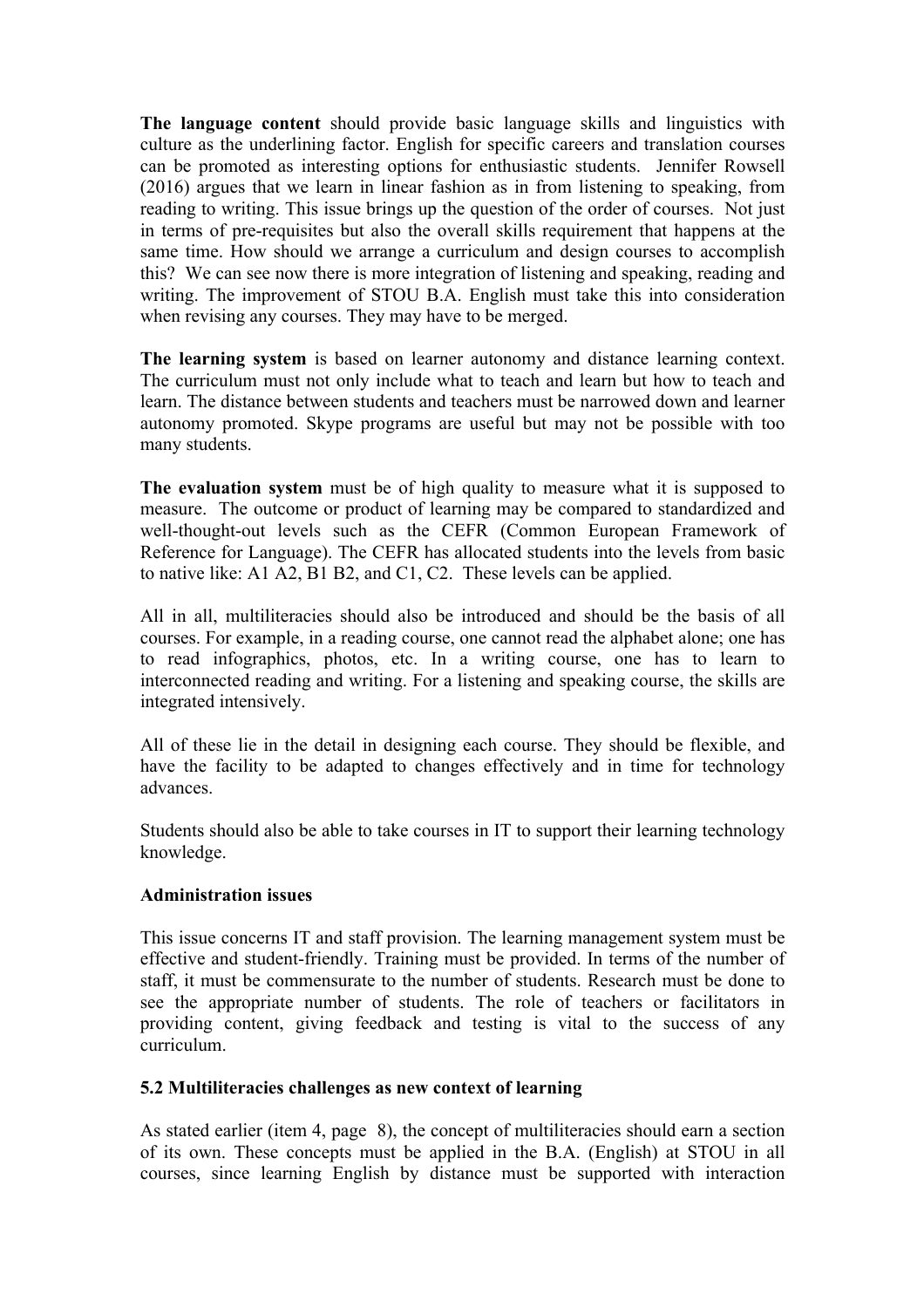**The language content** should provide basic language skills and linguistics with culture as the underlining factor. English for specific careers and translation courses can be promoted as interesting options for enthusiastic students. Jennifer Rowsell (2016) argues that we learn in linear fashion as in from listening to speaking, from reading to writing. This issue brings up the question of the order of courses. Not just in terms of pre-requisites but also the overall skills requirement that happens at the same time. How should we arrange a curriculum and design courses to accomplish this? We can see now there is more integration of listening and speaking, reading and writing. The improvement of STOU B.A. English must take this into consideration when revising any courses. They may have to be merged.

**The learning system** is based on learner autonomy and distance learning context. The curriculum must not only include what to teach and learn but how to teach and learn. The distance between students and teachers must be narrowed down and learner autonomy promoted. Skype programs are useful but may not be possible with too many students.

**The evaluation system** must be of high quality to measure what it is supposed to measure. The outcome or product of learning may be compared to standardized and well-thought-out levels such as the CEFR (Common European Framework of Reference for Language). The CEFR has allocated students into the levels from basic to native like: A1 A2, B1 B2, and C1, C2. These levels can be applied.

All in all, multiliteracies should also be introduced and should be the basis of all courses. For example, in a reading course, one cannot read the alphabet alone; one has to read infographics, photos, etc. In a writing course, one has to learn to interconnected reading and writing. For a listening and speaking course, the skills are integrated intensively.

All of these lie in the detail in designing each course. They should be flexible, and have the facility to be adapted to changes effectively and in time for technology advances.

Students should also be able to take courses in IT to support their learning technology knowledge.

**Administration issues**

This issue concerns IT and staff provision. The learning management system must be effective and student-friendly. Training must be provided. In terms of the number of staff, it must be commensurate to the number of students. Research must be done to see the appropriate number of students. The role of teachers or facilitators in providing content, giving feedback and testing is vital to the success of any curriculum.

### 5.2 Multiliteracies challenges as new context of learning

As stated earlier (item 4, page 8), the concept of multiliteracies should earn a section of its own. These concepts must be applied in the B.A. (English) at STOU in all courses, since learning English by distance must be supported with interaction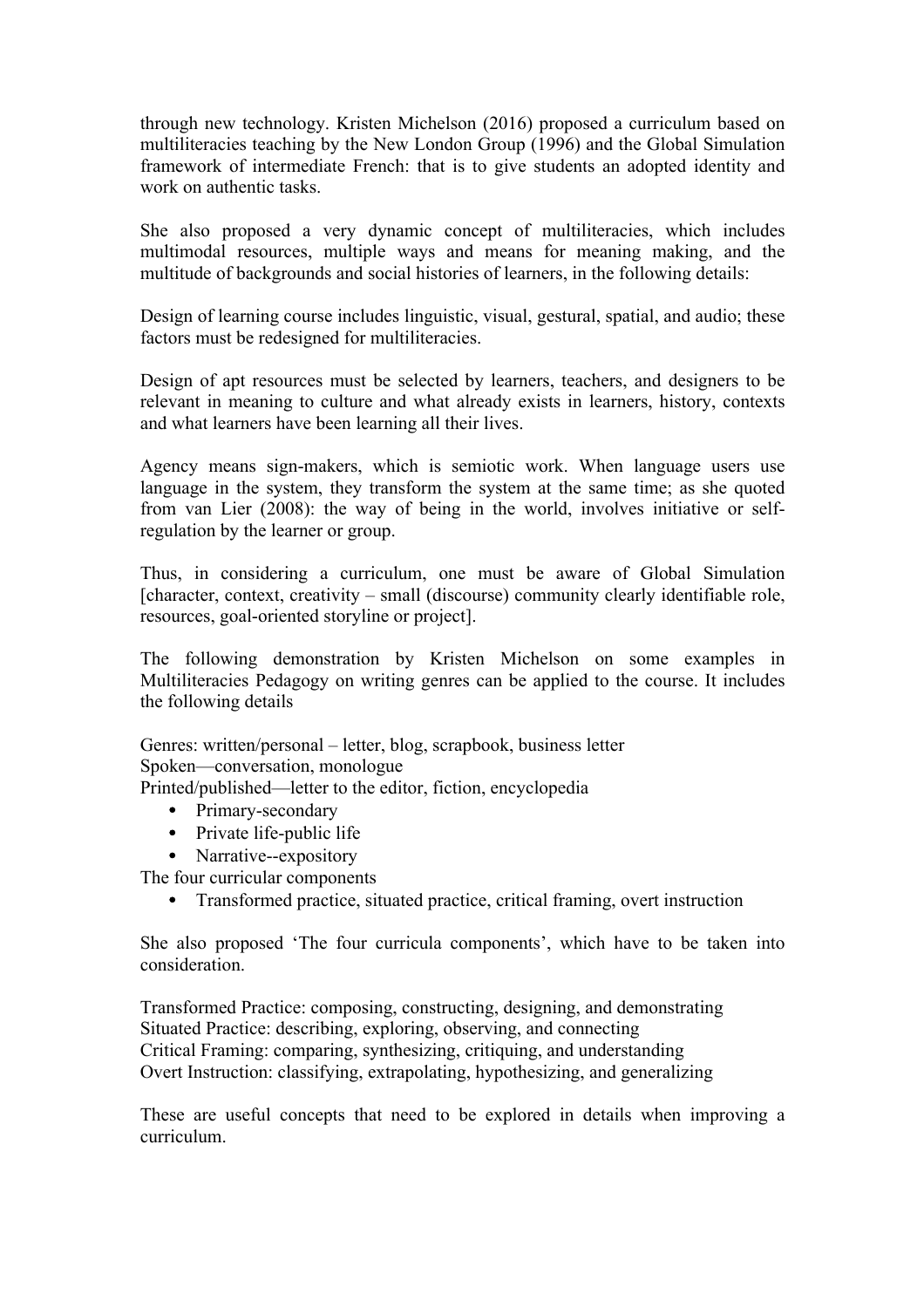through new technology. Kristen Michelson (2016) proposed a curriculum based on multiliteracies teaching by the New London Group (1996) and the Global Simulation framework of intermediate French: that is to give students an adopted identity and work on authentic tasks.

She also proposed a very dynamic concept of multiliteracies, which includes multimodal resources, multiple ways and means for meaning making, and the multitude of backgrounds and social histories of learners, in the following details:

Design of learning course includes linguistic, visual, gestural, spatial, and audio; these factors must be redesigned for multiliteracies.

Design of apt resources must be selected by learners, teachers, and designers to be relevant in meaning to culture and what already exists in learners, history, contexts and what learners have been learning all their lives.

Agency means sign-makers, which is semiotic work. When language users use language in the system, they transform the system at the same time; as she quoted from van Lier (2008): the way of being in the world, involves initiative or self-regulation by the learner or group.

Thus, in considering a curriculum, one must be aware of Global Simulation [character, context, creativity – small (discourse) community clearly identifiable role, resources, goal-oriented storyline or project].

The following demonstration by Kristen Michelson on some examples in Multiliteracies Pedagogy on writing genres can be applied to the course. It includes the following details

Genres: written/personal – letter, blog, scrapbook, business letter
Spoken—conversation, monologue
Printed/published—letter to the editor, fiction, encyclopedia

- Primary-secondary
- Private life-public life
- Narrative--expository

The four curricular components

- Transformed practice, situated practice, critical framing, overt instruction

She also proposed 'The four curricula components', which have to be taken into consideration.

Transformed Practice: composing, constructing, designing, and demonstrating
Situated Practice: describing, exploring, observing, and connecting
Critical Framing: comparing, synthesizing, critiquing, and understanding
Overt Instruction: classifying, extrapolating, hypothesizing, and generalizing

These are useful concepts that need to be explored in details when improving a curriculum.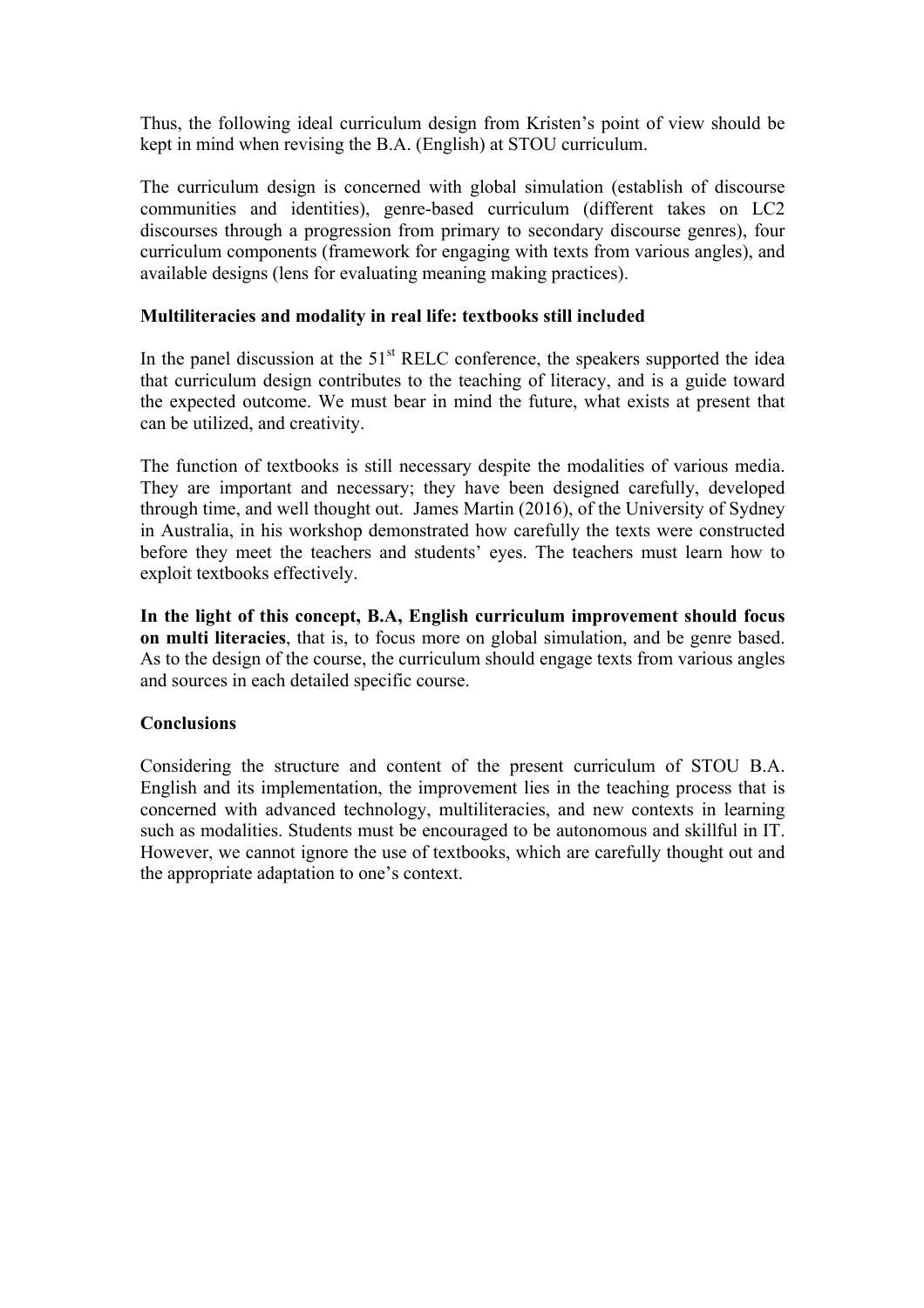Thus, the following ideal curriculum design from Kristen's point of view should be kept in mind when revising the B.A. (English) at STOU curriculum.

The curriculum design is concerned with global simulation (establish of discourse communities and identities), genre-based curriculum (different takes on LC2 discourses through a progression from primary to secondary discourse genres), four curriculum components (framework for engaging with texts from various angles), and available designs (lens for evaluating meaning making practices).

**Multiliteracies and modality in real life: textbooks still included**

In the panel discussion at the 51st RELC conference, the speakers supported the idea that curriculum design contributes to the teaching of literacy, and is a guide toward the expected outcome. We must bear in mind the future, what exists at present that can be utilized, and creativity.

The function of textbooks is still necessary despite the modalities of various media. They are important and necessary; they have been designed carefully, developed through time, and well thought out. James Martin (2016), of the University of Sydney in Australia, in his workshop demonstrated how carefully the texts were constructed before they meet the teachers and students' eyes. The teachers must learn how to exploit textbooks effectively.

**In the light of this concept, B.A, English curriculum improvement should focus on multi literacies**, that is, to focus more on global simulation, and be genre based. As to the design of the course, the curriculum should engage texts from various angles and sources in each detailed specific course.

**Conclusions**

Considering the structure and content of the present curriculum of STOU B.A. English and its implementation, the improvement lies in the teaching process that is concerned with advanced technology, multiliteracies, and new contexts in learning such as modalities. Students must be encouraged to be autonomous and skillful in IT. However, we cannot ignore the use of textbooks, which are carefully thought out and the appropriate adaptation to one's context.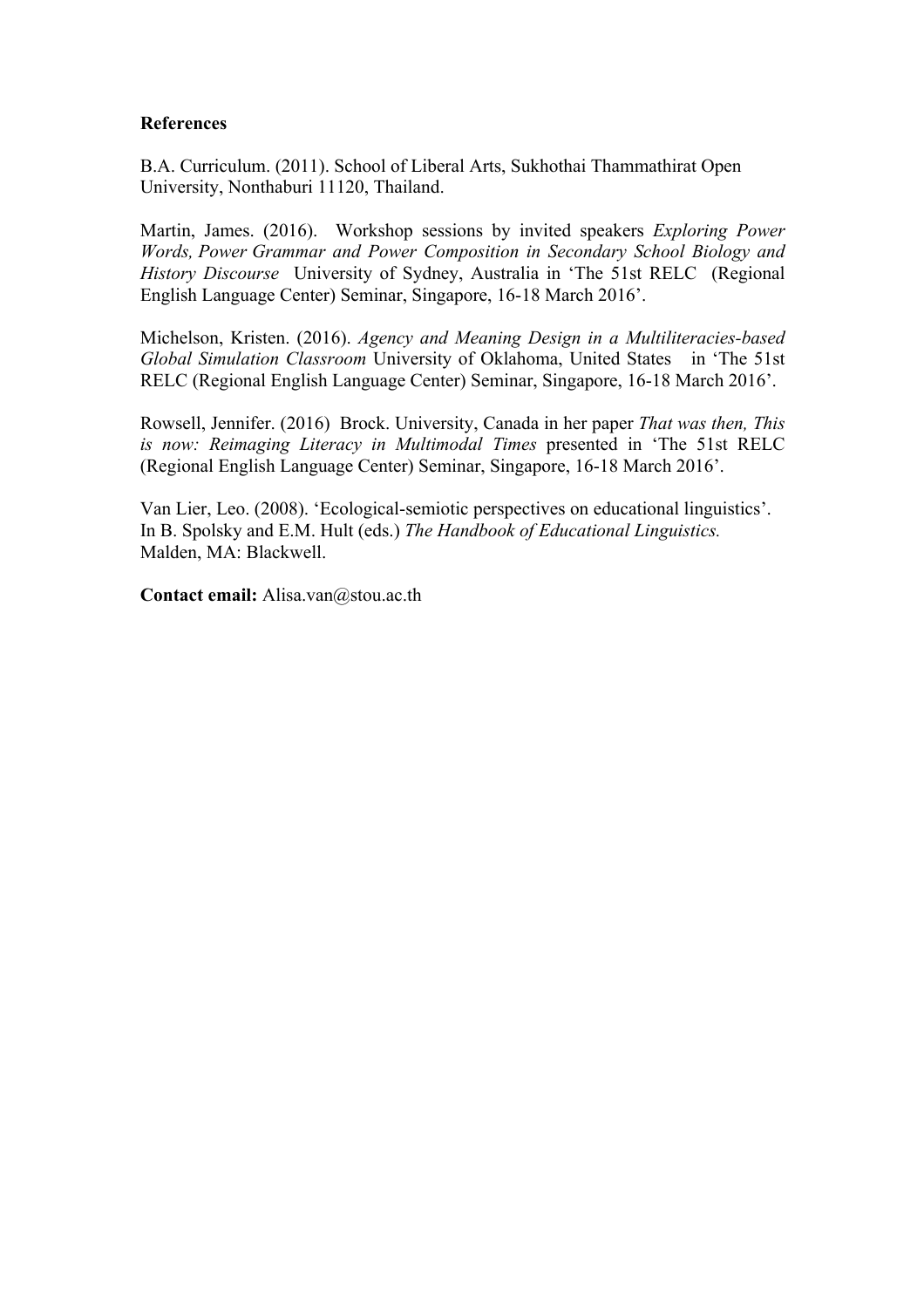**References**

B.A. Curriculum. (2011). School of Liberal Arts, Sukhothai Thammathirat Open University, Nonthaburi 11120, Thailand.

Martin, James. (2016). Workshop sessions by invited speakers *Exploring Power Words, Power Grammar and Power Composition in Secondary School Biology and History Discourse* University of Sydney, Australia in 'The 51st RELC (Regional English Language Center) Seminar, Singapore, 16-18 March 2016'.

Michelson, Kristen. (2016). *Agency and Meaning Design in a Multiliteracies-based Global Simulation Classroom* University of Oklahoma, United States in 'The 51st RELC (Regional English Language Center) Seminar, Singapore, 16-18 March 2016'.

Rowsell, Jennifer. (2016) Brock. University, Canada in her paper *That was then, This is now: Reimaging Literacy in Multimodal Times* presented in 'The 51st RELC (Regional English Language Center) Seminar, Singapore, 16-18 March 2016'.

Van Lier, Leo. (2008). 'Ecological-semiotic perspectives on educational linguistics'. In B. Spolsky and E.M. Hult (eds.) *The Handbook of Educational Linguistics.* Malden, MA: Blackwell.

**Contact email:** Alisa.van@stou.ac.th